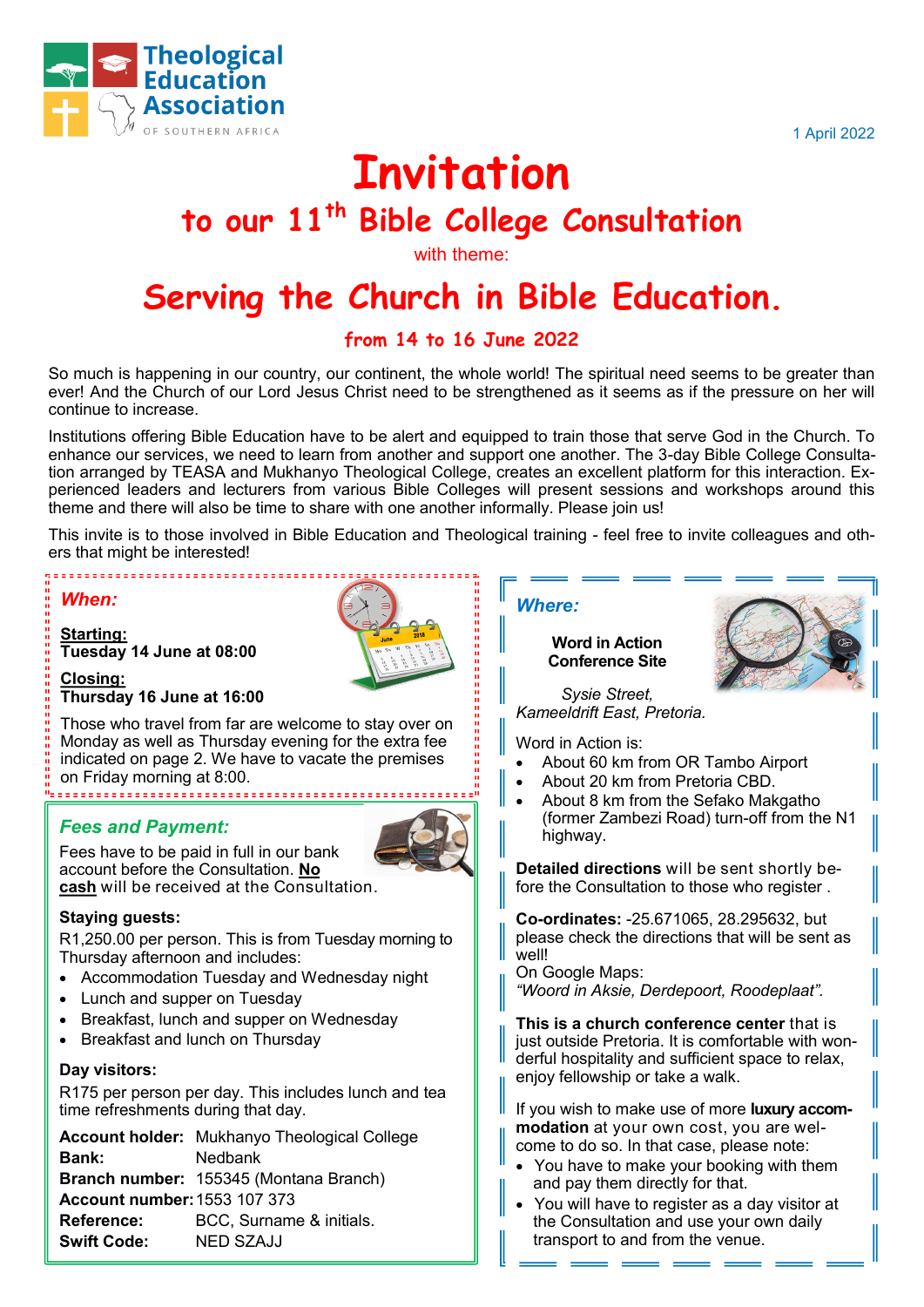**Theological Education Association**
OF SOUTHERN AFRICA

1 April 2022

# Invitation

## to our 11th Bible College Consultation

with theme:

# Serving the Church in Bible Education.

**from 14 to 16 June 2022**

So much is happening in our country, our continent, the whole world! The spiritual need seems to be greater than ever! And the Church of our Lord Jesus Christ need to be strengthened as it seems as if the pressure on her will continue to increase.

Institutions offering Bible Education have to be alert and equipped to train those that serve God in the Church. To enhance our services, we need to learn from another and support one another. The 3-day Bible College Consultation arranged by TEASA and Mukhanyo Theological College, creates an excellent platform for this interaction. Experienced leaders and lecturers from various Bible Colleges will present sessions and workshops around this theme and there will also be time to share with one another informally. Please join us!

This invite is to those involved in Bible Education and Theological training - feel free to invite colleagues and others that might be interested!

### *When:*

**Starting:**
**Tuesday 14 June at 08:00**

**Closing:**
**Thursday 16 June at 16:00**

Those who travel from far are welcome to stay over on Monday as well as Thursday evening for the extra fee indicated on page 2. We have to vacate the premises on Friday morning at 8:00.

### *Fees and Payment:*

Fees have to be paid in full in our bank account before the Consultation. **No cash** will be received at the Consultation.

**Staying guests:**

R1,250.00 per person. This is from Tuesday morning to Thursday afternoon and includes:

- Accommodation Tuesday and Wednesday night
- Lunch and supper on Tuesday
- Breakfast, lunch and supper on Wednesday
- Breakfast and lunch on Thursday

**Day visitors:**

R175 per person per day. This includes lunch and tea time refreshments during that day.

| | |
|---|---|
| **Account holder:** | Mukhanyo Theological College |
| **Bank:** | Nedbank |
| **Branch number:** | 155345 (Montana Branch) |
| **Account number:** | 1553 107 373 |
| **Reference:** | BCC, Surname & initials. |
| **Swift Code:** | NED SZAJJ |

### *Where:*

**Word in Action Conference Site**

*Sysie Street,*
*Kameeldrift East, Pretoria.*

Word in Action is:

- About 60 km from OR Tambo Airport
- About 20 km from Pretoria CBD.
- About 8 km from the Sefako Makgatho (former Zambezi Road) turn-off from the N1 highway.

**Detailed directions** will be sent shortly before the Consultation to those who register .

**Co-ordinates:** -25.671065, 28.295632, but please check the directions that will be sent as well!
On Google Maps:
*"Woord in Aksie, Derdepoort, Roodeplaat".*

**This is a church conference center** that is just outside Pretoria. It is comfortable with wonderful hospitality and sufficient space to relax, enjoy fellowship or take a walk.

If you wish to make use of more **luxury accommodation** at your own cost, you are welcome to do so. In that case, please note:

- You have to make your booking with them and pay them directly for that.
- You will have to register as a day visitor at the Consultation and use your own daily transport to and from the venue.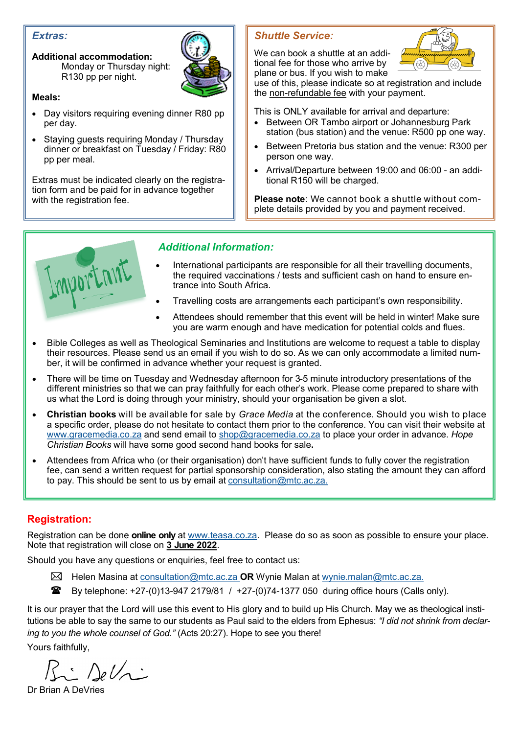## *Extras:*

**Additional accommodation:**
Monday or Thursday night: R130 pp per night.

**Meals:**

- Day visitors requiring evening dinner R80 pp per day.
- Staying guests requiring Monday / Thursday dinner or breakfast on Tuesday / Friday: R80 pp per meal.

Extras must be indicated clearly on the registration form and be paid for in advance together with the registration fee.

## *Shuttle Service:*

We can book a shuttle at an additional fee for those who arrive by plane or bus. If you wish to make use of this, please indicate so at registration and include the non-refundable fee with your payment.

This is ONLY available for arrival and departure:

- Between OR Tambo airport or Johannesburg Park station (bus station) and the venue: R500 pp one way.
- Between Pretoria bus station and the venue: R300 per person one way.
- Arrival/Departure between 19:00 and 06:00 - an additional R150 will be charged.

**Please note**: We cannot book a shuttle without complete details provided by you and payment received.

## *Additional Information:*

Important

- International participants are responsible for all their travelling documents, the required vaccinations / tests and sufficient cash on hand to ensure entrance into South Africa.
- Travelling costs are arrangements each participant's own responsibility.
- Attendees should remember that this event will be held in winter! Make sure you are warm enough and have medication for potential colds and flues.
- Bible Colleges as well as Theological Seminaries and Institutions are welcome to request a table to display their resources. Please send us an email if you wish to do so. As we can only accommodate a limited number, it will be confirmed in advance whether your request is granted.
- There will be time on Tuesday and Wednesday afternoon for 3-5 minute introductory presentations of the different ministries so that we can pray faithfully for each other's work. Please come prepared to share with us what the Lord is doing through your ministry, should your organisation be given a slot.
- **Christian books** will be available for sale by *Grace Media* at the conference. Should you wish to place a specific order, please do not hesitate to contact them prior to the conference. You can visit their website at www.gracemedia.co.za and send email to shop@gracemedia.co.za to place your order in advance. *Hope Christian Books* will have some good second hand books for sale**.**
- Attendees from Africa who (or their organisation) don't have sufficient funds to fully cover the registration fee, can send a written request for partial sponsorship consideration, also stating the amount they can afford to pay. This should be sent to us by email at consultation@mtc.ac.za.

## Registration:

Registration can be done **online only** at www.teasa.co.za. Please do so as soon as possible to ensure your place. Note that registration will close on **3 June 2022**.

Should you have any questions or enquiries, feel free to contact us:

- ✉ Helen Masina at consultation@mtc.ac.za **OR** Wynie Malan at wynie.malan@mtc.ac.za.
- ☎ By telephone: +27-(0)13-947 2179/81 / +27-(0)74-1377 050 during office hours (Calls only).

It is our prayer that the Lord will use this event to His glory and to build up His Church. May we as theological institutions be able to say the same to our students as Paul said to the elders from Ephesus: *"I did not shrink from declaring to you the whole counsel of God."* (Acts 20:27). Hope to see you there!

Yours faithfully,

Dr Brian A DeVries